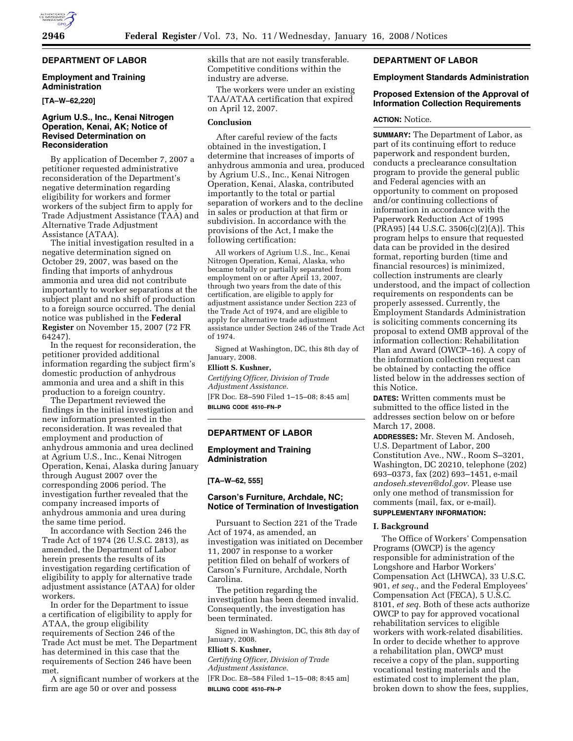## DEPARTMENT OF LABOR

### Employment and Training Administration

**[TA–W–62,220]**

### Agrium U.S., Inc., Kenai Nitrogen Operation, Kenai, AK; Notice of Revised Determination on Reconsideration

By application of December 7, 2007 a petitioner requested administrative reconsideration of the Department's negative determination regarding eligibility for workers and former workers of the subject firm to apply for Trade Adjustment Assistance (TAA) and Alternative Trade Adjustment Assistance (ATAA).

The initial investigation resulted in a negative determination signed on October 29, 2007, was based on the finding that imports of anhydrous ammonia and urea did not contribute importantly to worker separations at the subject plant and no shift of production to a foreign source occurred. The denial notice was published in the **Federal Register** on November 15, 2007 (72 FR 64247).

In the request for reconsideration, the petitioner provided additional information regarding the subject firm's domestic production of anhydrous ammonia and urea and a shift in this production to a foreign country.

The Department reviewed the findings in the initial investigation and new information presented in the reconsideration. It was revealed that employment and production of anhydrous ammonia and urea declined at Agrium U.S., Inc., Kenai Nitrogen Operation, Kenai, Alaska during January through August 2007 over the corresponding 2006 period. The investigation further revealed that the company increased imports of anhydrous ammonia and urea during the same time period.

In accordance with Section 246 the Trade Act of 1974 (26 U.S.C. 2813), as amended, the Department of Labor herein presents the results of its investigation regarding certification of eligibility to apply for alternative trade adjustment assistance (ATAA) for older workers.

In order for the Department to issue a certification of eligibility to apply for ATAA, the group eligibility requirements of Section 246 of the Trade Act must be met. The Department has determined in this case that the requirements of Section 246 have been met.

A significant number of workers at the firm are age 50 or over and possess skills that are not easily transferable. Competitive conditions within the industry are adverse.

The workers were under an existing TAA/ATAA certification that expired on April 12, 2007.

#### Conclusion

After careful review of the facts obtained in the investigation, I determine that increases of imports of anhydrous ammonia and urea, produced by Agrium U.S., Inc., Kenai Nitrogen Operation, Kenai, Alaska, contributed importantly to the total or partial separation of workers and to the decline in sales or production at that firm or subdivision. In accordance with the provisions of the Act, I make the following certification:

All workers of Agrium U.S., Inc., Kenai Nitrogen Operation, Kenai, Alaska, who became totally or partially separated from employment on or after April 13, 2007, through two years from the date of this certification, are eligible to apply for adjustment assistance under Section 223 of the Trade Act of 1974, and are eligible to apply for alternative trade adjustment assistance under Section 246 of the Trade Act of 1974.

Signed at Washington, DC, this 8th day of January, 2008.

**Elliott S. Kushner,**

*Certifying Officer, Division of Trade Adjustment Assistance.*

[FR Doc. E8–590 Filed 1–15–08; 8:45 am]

**BILLING CODE 4510–FN–P**

## DEPARTMENT OF LABOR

### Employment and Training Administration

**[TA–W–62, 555]**

### Carson's Furniture, Archdale, NC; Notice of Termination of Investigation

Pursuant to Section 221 of the Trade Act of 1974, as amended, an investigation was initiated on December 11, 2007 in response to a worker petition filed on behalf of workers of Carson's Furniture, Archdale, North Carolina.

The petition regarding the investigation has been deemed invalid. Consequently, the investigation has been terminated.

Signed in Washington, DC, this 8th day of January, 2008.

**Elliott S. Kushner,**

*Certifying Officer, Division of Trade Adjustment Assistance.*

[FR Doc. E8–584 Filed 1–15–08; 8:45 am]

**BILLING CODE 4510–FN–P**

## DEPARTMENT OF LABOR

### Employment Standards Administration

### Proposed Extension of the Approval of Information Collection Requirements

**ACTION:** Notice.

**SUMMARY:** The Department of Labor, as part of its continuing effort to reduce paperwork and respondent burden, conducts a preclearance consultation program to provide the general public and Federal agencies with an opportunity to comment on proposed and/or continuing collections of information in accordance with the Paperwork Reduction Act of 1995 (PRA95) [44 U.S.C. 3506(c)(2)(A)]. This program helps to ensure that requested data can be provided in the desired format, reporting burden (time and financial resources) is minimized, collection instruments are clearly understood, and the impact of collection requirements on respondents can be properly assessed. Currently, the Employment Standards Administration is soliciting comments concerning its proposal to extend OMB approval of the information collection: Rehabilitation Plan and Award (OWCP–16). A copy of the information collection request can be obtained by contacting the office listed below in the addresses section of this Notice.

**DATES:** Written comments must be submitted to the office listed in the addresses section below on or before March 17, 2008.

**ADDRESSES:** Mr. Steven M. Andoseh, U.S. Department of Labor, 200 Constitution Ave., NW., Room S–3201, Washington, DC 20210, telephone (202) 693–0373, fax (202) 693–1451, e-mail *andoseh.steven@dol.gov.* Please use only one method of transmission for comments (mail, fax, or e-mail).

**SUPPLEMENTARY INFORMATION:**

#### I. Background

The Office of Workers' Compensation Programs (OWCP) is the agency responsible for administration of the Longshore and Harbor Workers' Compensation Act (LHWCA), 33 U.S.C. 901, *et seq.*, and the Federal Employees' Compensation Act (FECA), 5 U.S.C. 8101, *et seq.* Both of these acts authorize OWCP to pay for approved vocational rehabilitation services to eligible workers with work-related disabilities. In order to decide whether to approve a rehabilitation plan, OWCP must receive a copy of the plan, supporting vocational testing materials and the estimated cost to implement the plan, broken down to show the fees, supplies,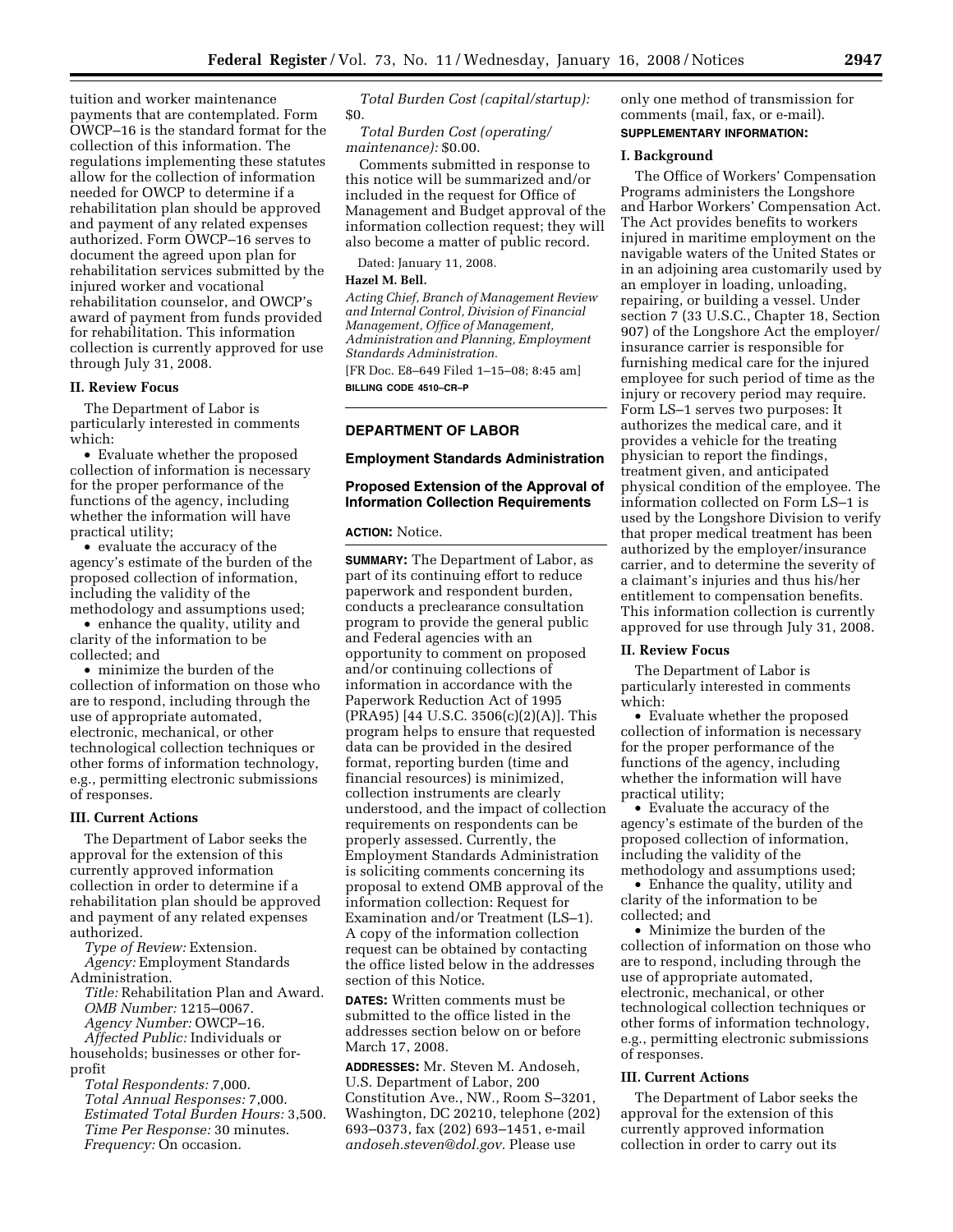tuition and worker maintenance payments that are contemplated. Form OWCP–16 is the standard format for the collection of this information. The regulations implementing these statutes allow for the collection of information needed for OWCP to determine if a rehabilitation plan should be approved and payment of any related expenses authorized. Form OWCP–16 serves to document the agreed upon plan for rehabilitation services submitted by the injured worker and vocational rehabilitation counselor, and OWCP's award of payment from funds provided for rehabilitation. This information collection is currently approved for use through July 31, 2008.

### II. Review Focus

The Department of Labor is particularly interested in comments which:

- Evaluate whether the proposed collection of information is necessary for the proper performance of the functions of the agency, including whether the information will have practical utility;
- evaluate the accuracy of the agency's estimate of the burden of the proposed collection of information, including the validity of the methodology and assumptions used;
- enhance the quality, utility and clarity of the information to be collected; and
- minimize the burden of the collection of information on those who are to respond, including through the use of appropriate automated, electronic, mechanical, or other technological collection techniques or other forms of information technology, e.g., permitting electronic submissions of responses.

### III. Current Actions

The Department of Labor seeks the approval for the extension of this currently approved information collection in order to determine if a rehabilitation plan should be approved and payment of any related expenses authorized.

*Type of Review:* Extension.

*Agency:* Employment Standards Administration.

*Title:* Rehabilitation Plan and Award.

*OMB Number:* 1215–0067.

*Agency Number:* OWCP–16.

*Affected Public:* Individuals or households; businesses or other for-profit

*Total Respondents:* 7,000.

*Total Annual Responses:* 7,000.

*Estimated Total Burden Hours:* 3,500.

*Time Per Response:* 30 minutes.

*Frequency:* On occasion.

*Total Burden Cost (capital/startup):* $0.

*Total Burden Cost (operating/maintenance):* $0.00.

Comments submitted in response to this notice will be summarized and/or included in the request for Office of Management and Budget approval of the information collection request; they will also become a matter of public record.

Dated: January 11, 2008.

**Hazel M. Bell.**

*Acting Chief, Branch of Management Review and Internal Control, Division of Financial Management, Office of Management, Administration and Planning, Employment Standards Administration.*

[FR Doc. E8–649 Filed 1–15–08; 8:45 am]

**BILLING CODE 4510–CR–P**

---

## DEPARTMENT OF LABOR

### Employment Standards Administration

### Proposed Extension of the Approval of Information Collection Requirements

**ACTION:** Notice.

**SUMMARY:** The Department of Labor, as part of its continuing effort to reduce paperwork and respondent burden, conducts a preclearance consultation program to provide the general public and Federal agencies with an opportunity to comment on proposed and/or continuing collections of information in accordance with the Paperwork Reduction Act of 1995 (PRA95) [44 U.S.C. 3506(c)(2)(A)]. This program helps to ensure that requested data can be provided in the desired format, reporting burden (time and financial resources) is minimized, collection instruments are clearly understood, and the impact of collection requirements on respondents can be properly assessed. Currently, the Employment Standards Administration is soliciting comments concerning its proposal to extend OMB approval of the information collection: Request for Examination and/or Treatment (LS–1). A copy of the information collection request can be obtained by contacting the office listed below in the addresses section of this Notice.

**DATES:** Written comments must be submitted to the office listed in the addresses section below on or before March 17, 2008.

**ADDRESSES:** Mr. Steven M. Andoseh, U.S. Department of Labor, 200 Constitution Ave., NW., Room S–3201, Washington, DC 20210, telephone (202) 693–0373, fax (202) 693–1451, e-mail *andoseh.steven@dol.gov.* Please use only one method of transmission for comments (mail, fax, or e-mail).

**SUPPLEMENTARY INFORMATION:**

### I. Background

The Office of Workers' Compensation Programs administers the Longshore and Harbor Workers' Compensation Act. The Act provides benefits to workers injured in maritime employment on the navigable waters of the United States or in an adjoining area customarily used by an employer in loading, unloading, repairing, or building a vessel. Under section 7 (33 U.S.C., Chapter 18, Section 907) of the Longshore Act the employer/insurance carrier is responsible for furnishing medical care for the injured employee for such period of time as the injury or recovery period may require. Form LS–1 serves two purposes: It authorizes the medical care, and it provides a vehicle for the treating physician to report the findings, treatment given, and anticipated physical condition of the employee. The information collected on Form LS–1 is used by the Longshore Division to verify that proper medical treatment has been authorized by the employer/insurance carrier, and to determine the severity of a claimant's injuries and thus his/her entitlement to compensation benefits. This information collection is currently approved for use through July 31, 2008.

### II. Review Focus

The Department of Labor is particularly interested in comments which:

- Evaluate whether the proposed collection of information is necessary for the proper performance of the functions of the agency, including whether the information will have practical utility;
- Evaluate the accuracy of the agency's estimate of the burden of the proposed collection of information, including the validity of the methodology and assumptions used;
- Enhance the quality, utility and clarity of the information to be collected; and
- Minimize the burden of the collection of information on those who are to respond, including through the use of appropriate automated, electronic, mechanical, or other technological collection techniques or other forms of information technology, e.g., permitting electronic submissions of responses.

### III. Current Actions

The Department of Labor seeks the approval for the extension of this currently approved information collection in order to carry out its